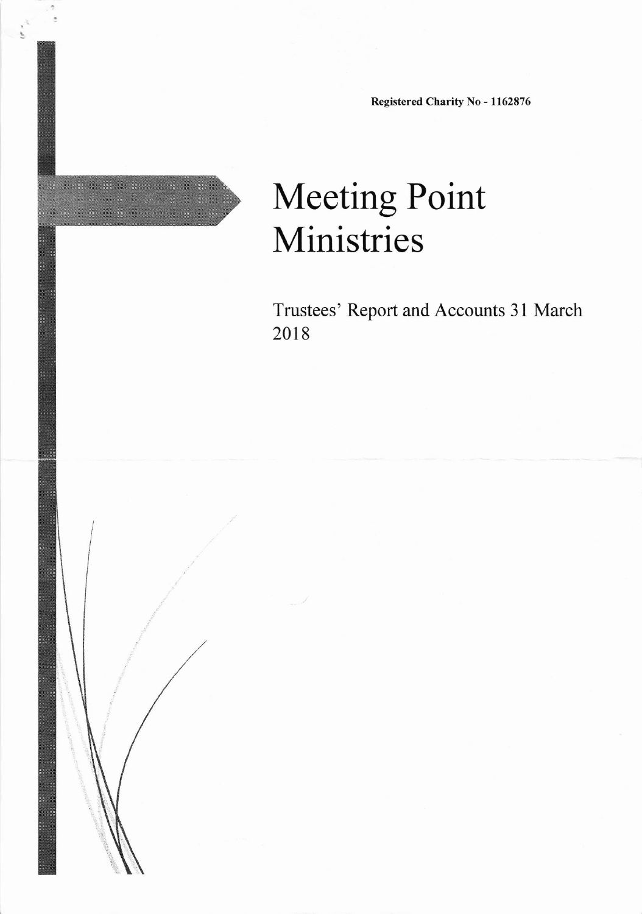**Registered Charity No - 1162876**

# Meeting Point Ministries

Trustees' Report and Accounts 31 March 2018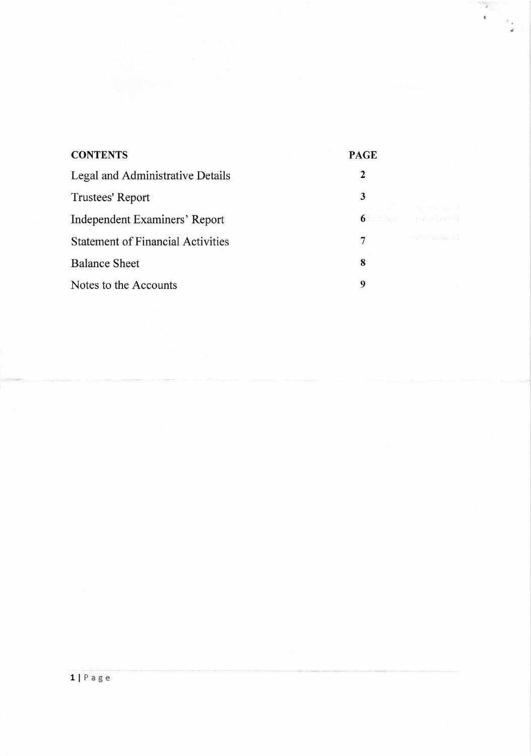| CONTENTS | PAGE |
| --- | --- |
| Legal and Administrative Details | 2 |
| Trustees' Report | 3 |
| Independent Examiners' Report | 6 |
| Statement of Financial Activities | 7 |
| Balance Sheet | 8 |
| Notes to the Accounts | 9 |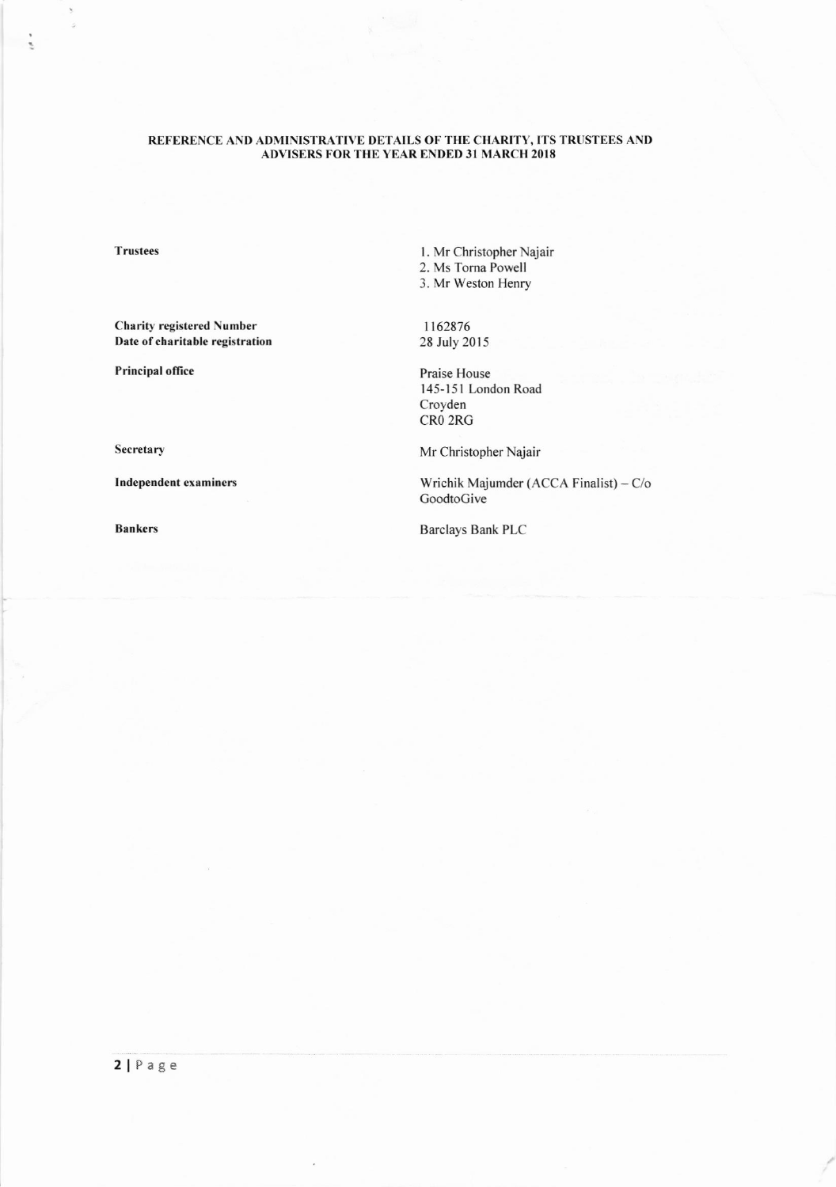**REFERENCE AND ADMINISTRATIVE DETAILS OF THE CHARITY, ITS TRUSTEES AND ADVISERS FOR THE YEAR ENDED 31 MARCH 2018**

| | |
|---|---|
| **Trustees** | 1. Mr Christopher Najair<br>2. Ms Torna Powell<br>3. Mr Weston Henry |
| **Charity registered Number** | 1162876 |
| **Date of charitable registration** | 28 July 2015 |
| **Principal office** | Praise House<br>145-151 London Road<br>Croyden<br>CR0 2RG |
| **Secretary** | Mr Christopher Najair |
| **Independent examiners** | Wrichik Majumder (ACCA Finalist) – C/o GoodtoGive |
| **Bankers** | Barclays Bank PLC |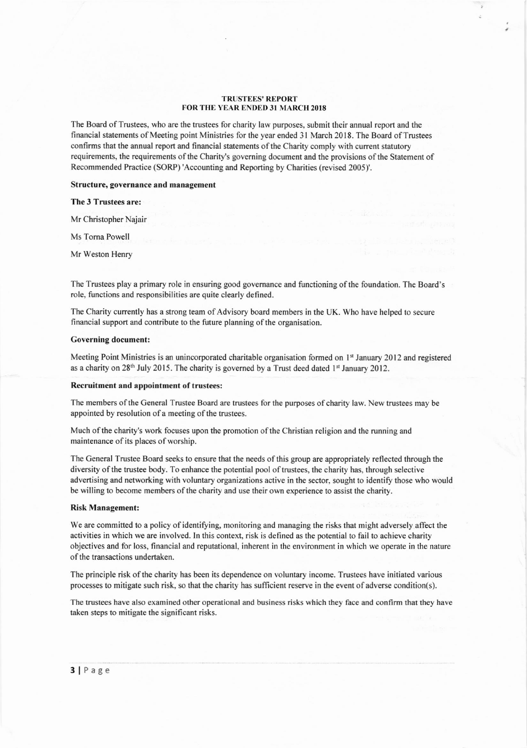# TRUSTEES' REPORT
## FOR THE YEAR ENDED 31 MARCH 2018

The Board of Trustees, who are the trustees for charity law purposes, submit their annual report and the financial statements of Meeting point Ministries for the year ended 31 March 2018. The Board of Trustees confirms that the annual report and financial statements of the Charity comply with current statutory requirements, the requirements of the Charity's governing document and the provisions of the Statement of Recommended Practice (SORP) 'Accounting and Reporting by Charities (revised 2005)'.

### Structure, governance and management

**The 3 Trustees are:**

Mr Christopher Najair

Ms Torna Powell

Mr Weston Henry

The Trustees play a primary role in ensuring good governance and functioning of the foundation. The Board's role, functions and responsibilities are quite clearly defined.

The Charity currently has a strong team of Advisory board members in the UK. Who have helped to secure financial support and contribute to the future planning of the organisation.

### Governing document:

Meeting Point Ministries is an unincorporated charitable organisation formed on 1st January 2012 and registered as a charity on 28th July 2015. The charity is governed by a Trust deed dated 1st January 2012.

### Recruitment and appointment of trustees:

The members of the General Trustee Board are trustees for the purposes of charity law. New trustees may be appointed by resolution of a meeting of the trustees.

Much of the charity's work focuses upon the promotion of the Christian religion and the running and maintenance of its places of worship.

The General Trustee Board seeks to ensure that the needs of this group are appropriately reflected through the diversity of the trustee body. To enhance the potential pool of trustees, the charity has, through selective advertising and networking with voluntary organizations active in the sector, sought to identify those who would be willing to become members of the charity and use their own experience to assist the charity.

### Risk Management:

We are committed to a policy of identifying, monitoring and managing the risks that might adversely affect the activities in which we are involved. In this context, risk is defined as the potential to fail to achieve charity objectives and for loss, financial and reputational, inherent in the environment in which we operate in the nature of the transactions undertaken.

The principle risk of the charity has been its dependence on voluntary income. Trustees have initiated various processes to mitigate such risk, so that the charity has sufficient reserve in the event of adverse condition(s).

The trustees have also examined other operational and business risks which they face and confirm that they have taken steps to mitigate the significant risks.